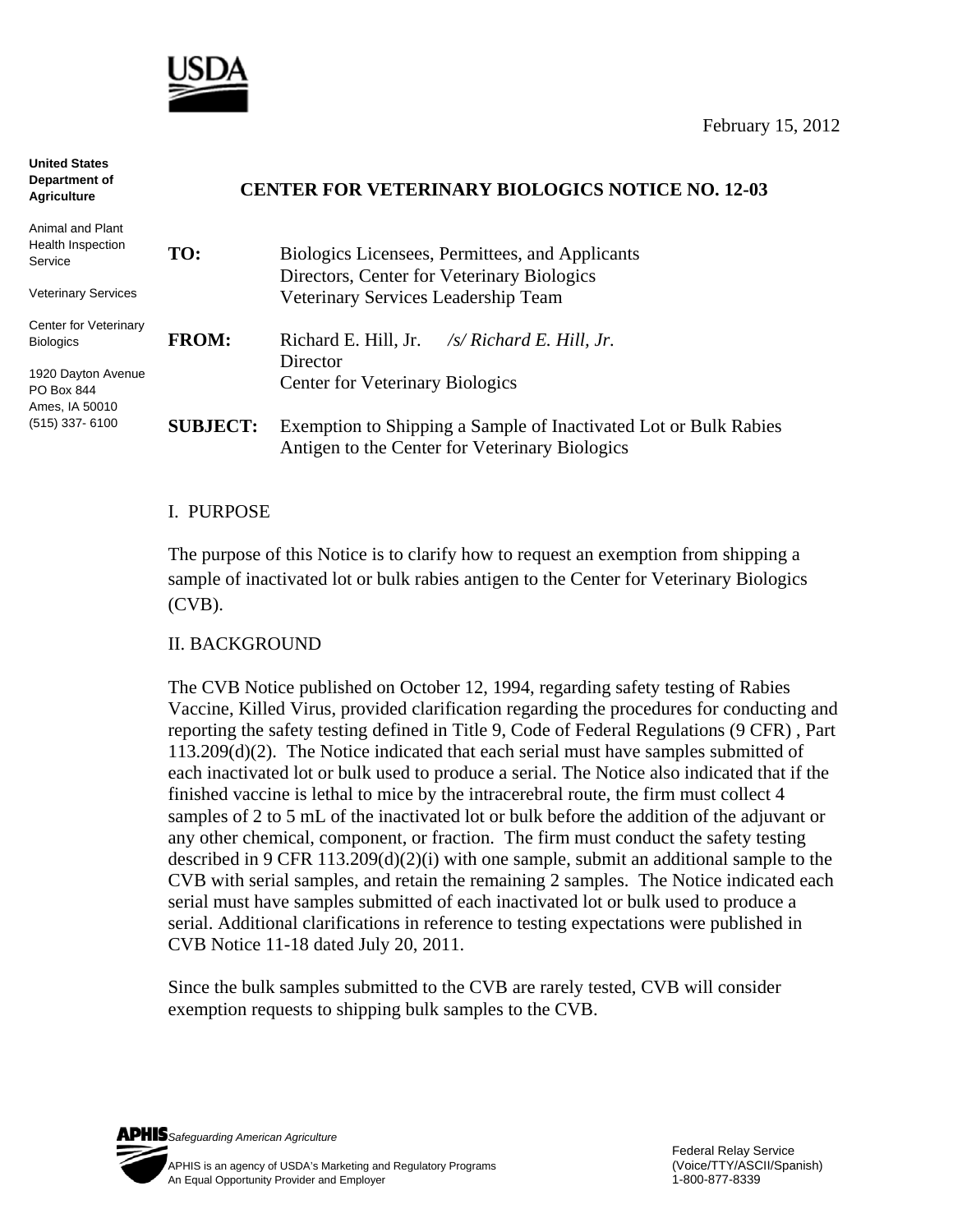February 15, 2012

**United States Department of Agriculture**

Animal and Plant Health Inspection Service

Veterinary Services

Center for Veterinary Biologics

1920 Dayton Avenue
PO Box 844
Ames, IA 50010
(515) 337- 6100

# CENTER FOR VETERINARY BIOLOGICS NOTICE NO. 12-03

**TO:** Biologics Licensees, Permittees, and Applicants
Directors, Center for Veterinary Biologics
Veterinary Services Leadership Team

**FROM:** Richard E. Hill, Jr. */s/ Richard E. Hill, Jr.*
Director
Center for Veterinary Biologics

**SUBJECT:** Exemption to Shipping a Sample of Inactivated Lot or Bulk Rabies Antigen to the Center for Veterinary Biologics

## I. PURPOSE

The purpose of this Notice is to clarify how to request an exemption from shipping a sample of inactivated lot or bulk rabies antigen to the Center for Veterinary Biologics (CVB).

## II. BACKGROUND

The CVB Notice published on October 12, 1994, regarding safety testing of Rabies Vaccine, Killed Virus, provided clarification regarding the procedures for conducting and reporting the safety testing defined in Title 9, Code of Federal Regulations (9 CFR) , Part 113.209(d)(2). The Notice indicated that each serial must have samples submitted of each inactivated lot or bulk used to produce a serial. The Notice also indicated that if the finished vaccine is lethal to mice by the intracerebral route, the firm must collect 4 samples of 2 to 5 mL of the inactivated lot or bulk before the addition of the adjuvant or any other chemical, component, or fraction. The firm must conduct the safety testing described in 9 CFR 113.209(d)(2)(i) with one sample, submit an additional sample to the CVB with serial samples, and retain the remaining 2 samples. The Notice indicated each serial must have samples submitted of each inactivated lot or bulk used to produce a serial. Additional clarifications in reference to testing expectations were published in CVB Notice 11-18 dated July 20, 2011.

Since the bulk samples submitted to the CVB are rarely tested, CVB will consider exemption requests to shipping bulk samples to the CVB.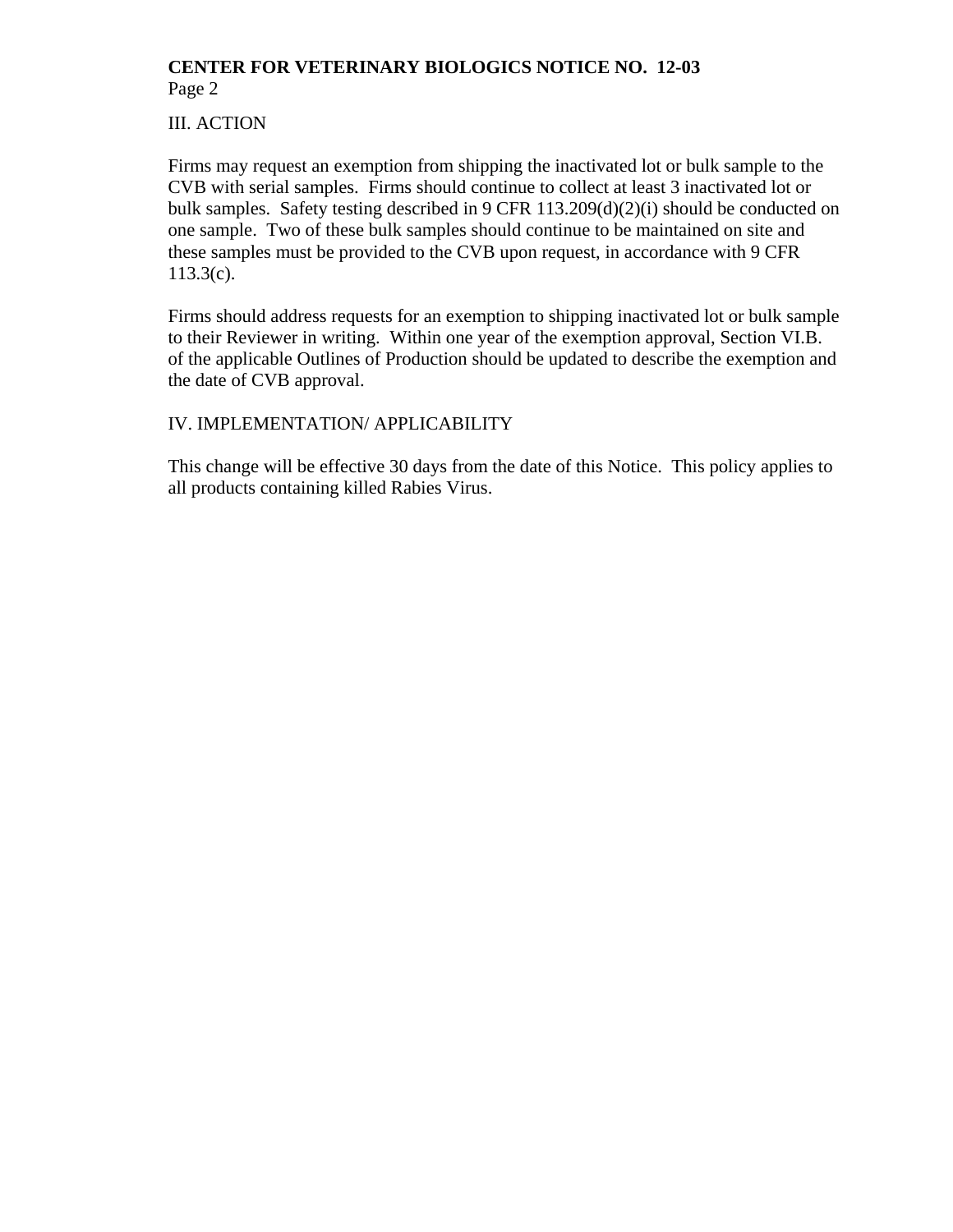## III. ACTION

Firms may request an exemption from shipping the inactivated lot or bulk sample to the CVB with serial samples. Firms should continue to collect at least 3 inactivated lot or bulk samples. Safety testing described in 9 CFR 113.209(d)(2)(i) should be conducted on one sample. Two of these bulk samples should continue to be maintained on site and these samples must be provided to the CVB upon request, in accordance with 9 CFR 113.3(c).

Firms should address requests for an exemption to shipping inactivated lot or bulk sample to their Reviewer in writing. Within one year of the exemption approval, Section VI.B. of the applicable Outlines of Production should be updated to describe the exemption and the date of CVB approval.

## IV. IMPLEMENTATION/ APPLICABILITY

This change will be effective 30 days from the date of this Notice. This policy applies to all products containing killed Rabies Virus.